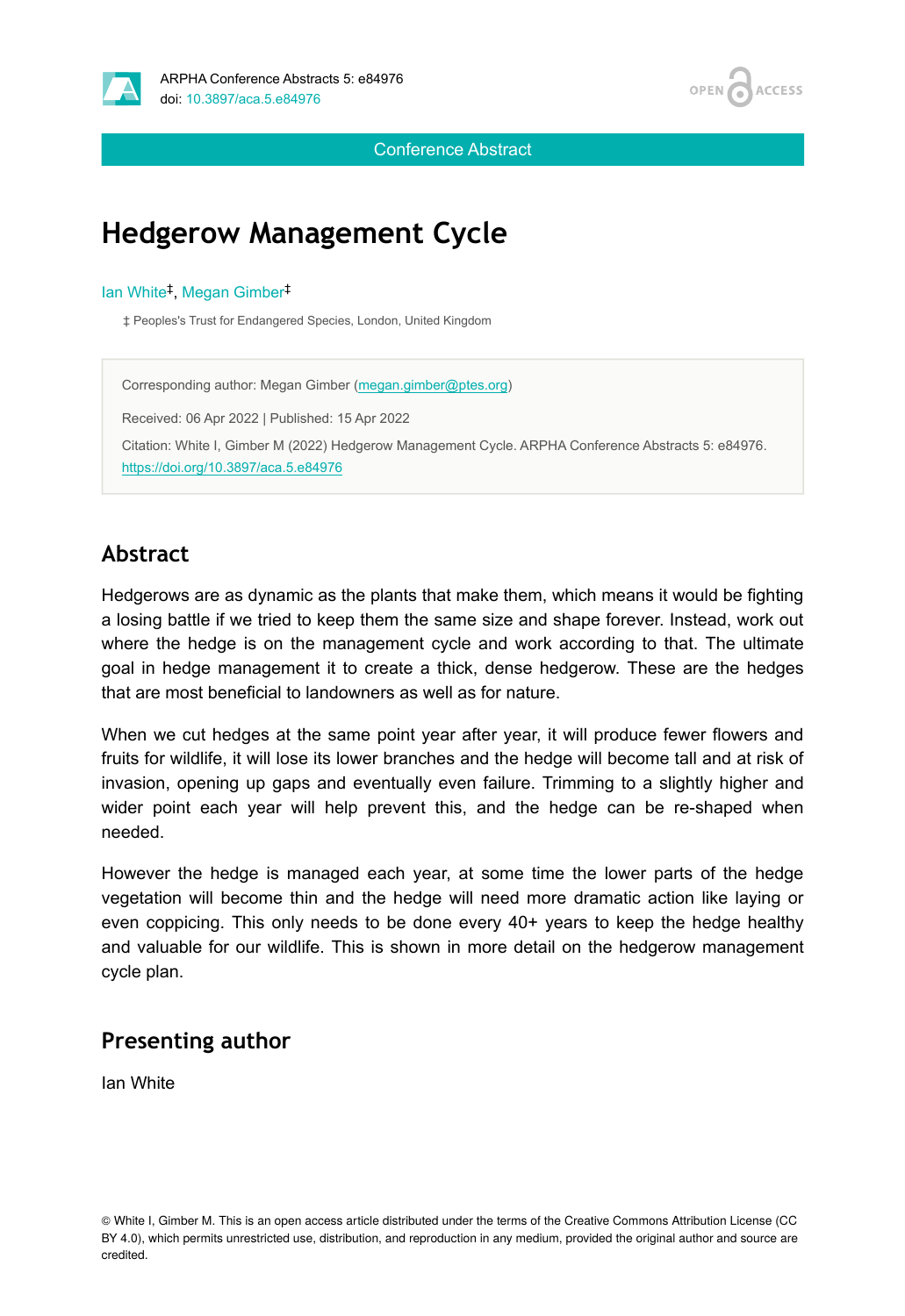Conference Abstract

# Hedgerow Management Cycle

Ian White[‡], Megan Gimber[‡]

‡ Peoples's Trust for Endangered Species, London, United Kingdom

Corresponding author: Megan Gimber (megan.gimber@ptes.org)

Received: 06 Apr 2022 | Published: 15 Apr 2022

Citation: White I, Gimber M (2022) Hedgerow Management Cycle. ARPHA Conference Abstracts 5: e84976. https://doi.org/10.3897/aca.5.e84976

## Abstract

Hedgerows are as dynamic as the plants that make them, which means it would be fighting a losing battle if we tried to keep them the same size and shape forever. Instead, work out where the hedge is on the management cycle and work according to that. The ultimate goal in hedge management it to create a thick, dense hedgerow. These are the hedges that are most beneficial to landowners as well as for nature.

When we cut hedges at the same point year after year, it will produce fewer flowers and fruits for wildlife, it will lose its lower branches and the hedge will become tall and at risk of invasion, opening up gaps and eventually even failure. Trimming to a slightly higher and wider point each year will help prevent this, and the hedge can be re-shaped when needed.

However the hedge is managed each year, at some time the lower parts of the hedge vegetation will become thin and the hedge will need more dramatic action like laying or even coppicing. This only needs to be done every 40+ years to keep the hedge healthy and valuable for our wildlife. This is shown in more detail on the hedgerow management cycle plan.

## Presenting author

Ian White

© White I, Gimber M. This is an open access article distributed under the terms of the Creative Commons Attribution License (CC BY 4.0), which permits unrestricted use, distribution, and reproduction in any medium, provided the original author and source are credited.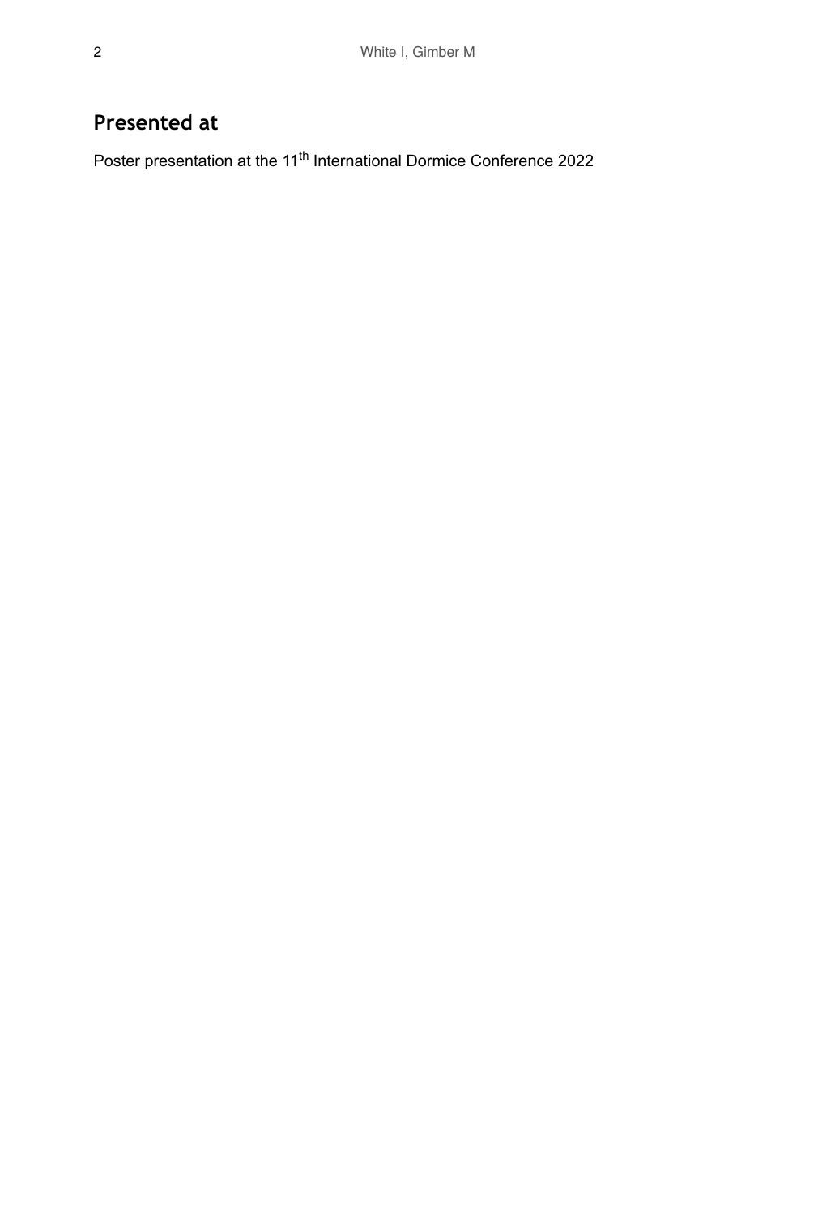## Presented at

Poster presentation at the 11th International Dormice Conference 2022